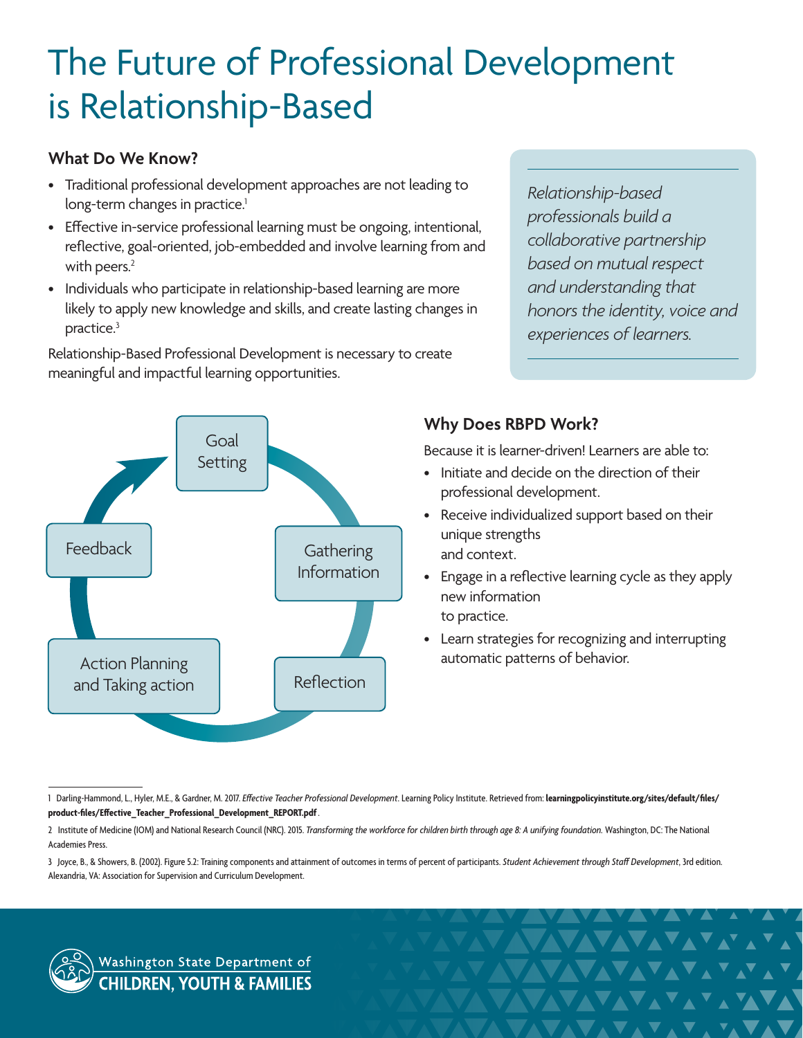# The Future of Professional Development is Relationship-Based

## What Do We Know?

- Traditional professional development approaches are not leading to long-term changes in practice.[1]
- Effective in-service professional learning must be ongoing, intentional, reflective, goal-oriented, job-embedded and involve learning from and with peers.[2]
- Individuals who participate in relationship-based learning are more likely to apply new knowledge and skills, and create lasting changes in practice.[3]

Relationship-Based Professional Development is necessary to create meaningful and impactful learning opportunities.

*Relationship-based professionals build a collaborative partnership based on mutual respect and understanding that honors the identity, voice and experiences of learners.*

Goal Setting

Gathering Information

Reflection

Action Planning and Taking action

Feedback

## Why Does RBPD Work?

Because it is learner-driven! Learners are able to:

- Initiate and decide on the direction of their professional development.
- Receive individualized support based on their unique strengths and context.
- Engage in a reflective learning cycle as they apply new information to practice.
- Learn strategies for recognizing and interrupting automatic patterns of behavior.

---

1 Darling-Hammond, L., Hyler, M.E., & Gardner, M. 2017. *Effective Teacher Professional Development*. Learning Policy Institute. Retrieved from: **learningpolicyinstitute.org/sites/default/files/product-files/Effective_Teacher_Professional_Development_REPORT.pdf**.

2 Institute of Medicine (IOM) and National Research Council (NRC). 2015. *Transforming the workforce for children birth through age 8: A unifying foundation.* Washington, DC: The National Academies Press.

3 Joyce, B., & Showers, B. (2002). Figure 5.2: Training components and attainment of outcomes in terms of percent of participants. *Student Achievement through Staff Development*, 3rd edition. Alexandria, VA: Association for Supervision and Curriculum Development.

Washington State Department of **CHILDREN, YOUTH & FAMILIES**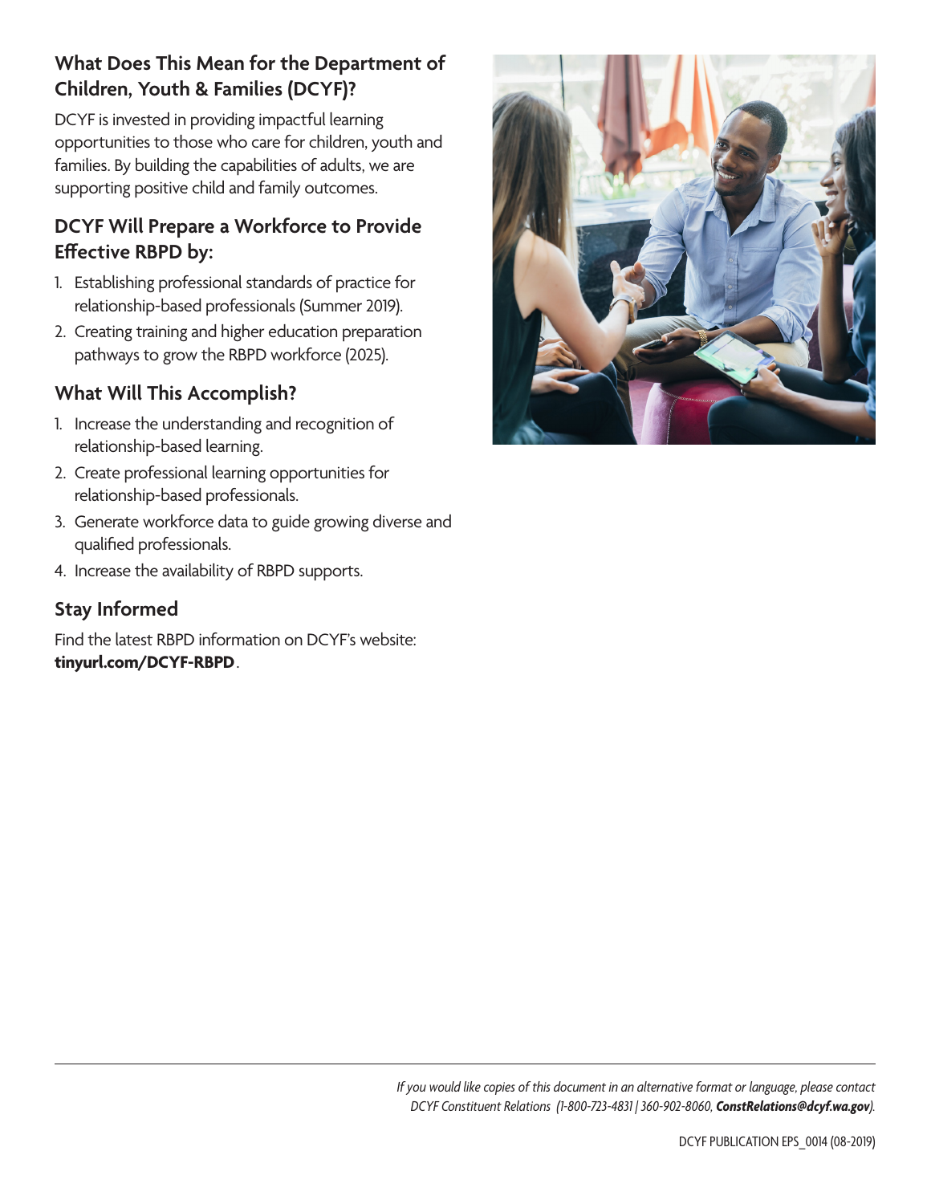## What Does This Mean for the Department of Children, Youth & Families (DCYF)?

DCYF is invested in providing impactful learning opportunities to those who care for children, youth and families. By building the capabilities of adults, we are supporting positive child and family outcomes.

## DCYF Will Prepare a Workforce to Provide Effective RBPD by:

1. Establishing professional standards of practice for relationship-based professionals (Summer 2019).
2. Creating training and higher education preparation pathways to grow the RBPD workforce (2025).

## What Will This Accomplish?

1. Increase the understanding and recognition of relationship-based learning.
2. Create professional learning opportunities for relationship-based professionals.
3. Generate workforce data to guide growing diverse and qualified professionals.
4. Increase the availability of RBPD supports.

## Stay Informed

Find the latest RBPD information on DCYF's website: **tinyurl.com/DCYF-RBPD**.

*If you would like copies of this document in an alternative format or language, please contact DCYF Constituent Relations (1-800-723-4831 | 360-902-8060, **ConstRelations@dcyf.wa.gov**).*

DCYF PUBLICATION EPS_0014 (08-2019)